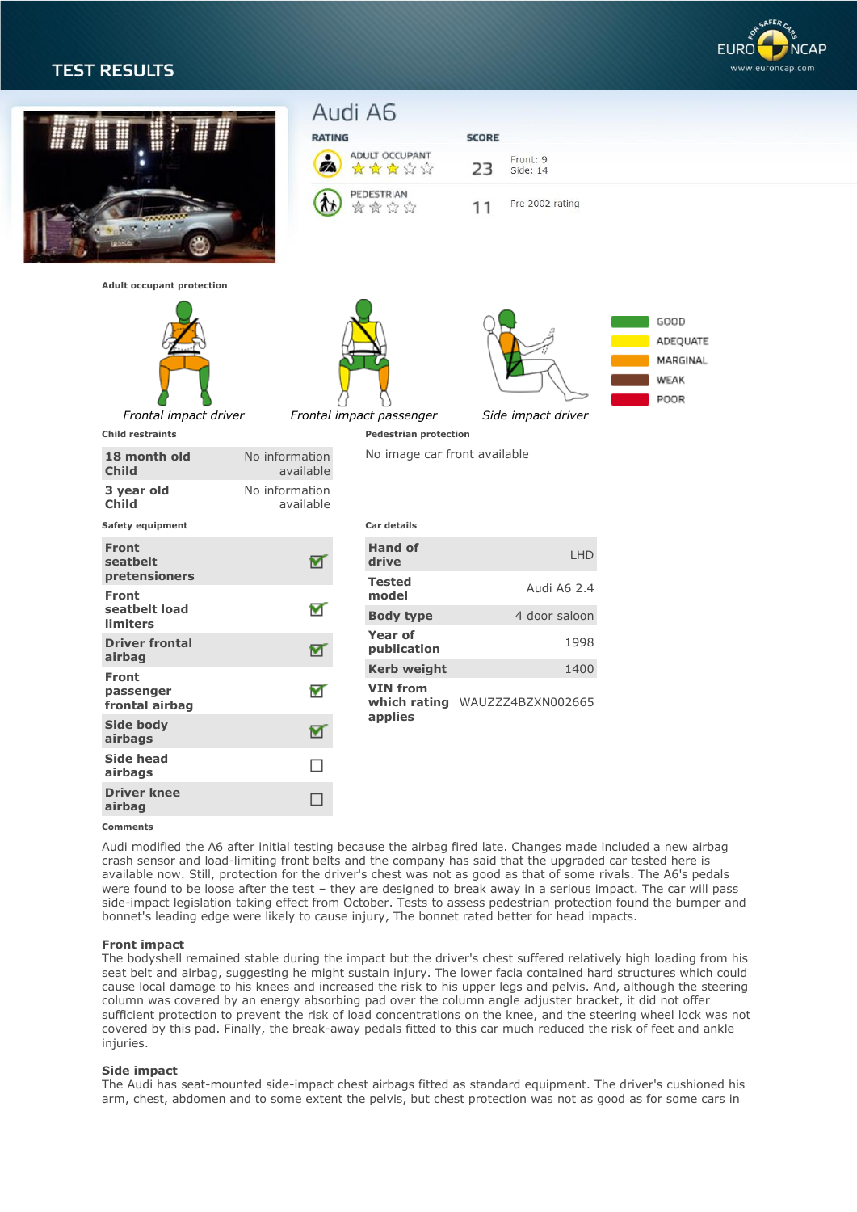# TEST RESULTS

## Audi A6

| RATING | | SCORE | |
|---|---|---|---|
| ADULT OCCUPANT | ★★★☆☆ | 23 | Front: 9 Side: 14 |
| PEDESTRIAN | ☆☆☆☆ | 11 | Pre 2002 rating |

**Adult occupant protection**

*Frontal impact driver* — *Frontal impact passenger* — *Side impact driver*

GOOD / ADEQUATE / MARGINAL / WEAK / POOR

**Child restraints**

| | |
|---|---|
| **18 month old Child** | No information available |
| **3 year old Child** | No information available |

**Pedestrian protection**

No image car front available

**Safety equipment**

| | |
|---|---|
| **Front seatbelt pretensioners** | ☑ |
| **Front seatbelt load limiters** | ☑ |
| **Driver frontal airbag** | ☑ |
| **Front passenger frontal airbag** | ☑ |
| **Side body airbags** | ☑ |
| **Side head airbags** | ☐ |
| **Driver knee airbag** | ☐ |

**Car details**

| | |
|---|---|
| **Hand of drive** | LHD |
| **Tested model** | Audi A6 2.4 |
| **Body type** | 4 door saloon |
| **Year of publication** | 1998 |
| **Kerb weight** | 1400 |
| **VIN from which rating applies** | WAUZZZ4BZXN002665 |

**Comments**

Audi modified the A6 after initial testing because the airbag fired late. Changes made included a new airbag crash sensor and load-limiting front belts and the company has said that the upgraded car tested here is available now. Still, protection for the driver's chest was not as good as that of some rivals. The A6's pedals were found to be loose after the test – they are designed to break away in a serious impact. The car will pass side-impact legislation taking effect from October. Tests to assess pedestrian protection found the bumper and bonnet's leading edge were likely to cause injury, The bonnet rated better for head impacts.

**Front impact**

The bodyshell remained stable during the impact but the driver's chest suffered relatively high loading from his seat belt and airbag, suggesting he might sustain injury. The lower facia contained hard structures which could cause local damage to his knees and increased the risk to his upper legs and pelvis. And, although the steering column was covered by an energy absorbing pad over the column angle adjuster bracket, it did not offer sufficient protection to prevent the risk of load concentrations on the knee, and the steering wheel lock was not covered by this pad. Finally, the break-away pedals fitted to this car much reduced the risk of feet and ankle injuries.

**Side impact**

The Audi has seat-mounted side-impact chest airbags fitted as standard equipment. The driver's cushioned his arm, chest, abdomen and to some extent the pelvis, but chest protection was not as good as for some cars in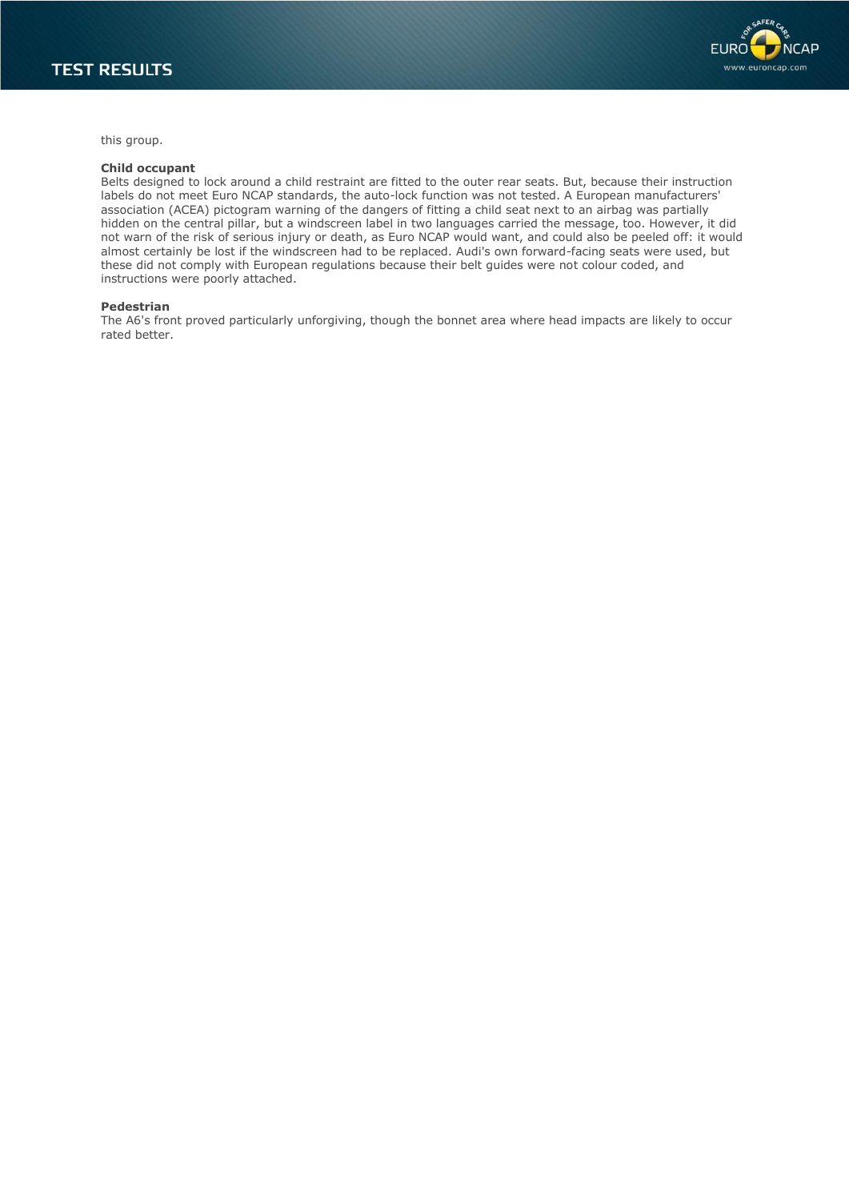this group.

**Child occupant**

Belts designed to lock around a child restraint are fitted to the outer rear seats. But, because their instruction labels do not meet Euro NCAP standards, the auto-lock function was not tested. A European manufacturers' association (ACEA) pictogram warning of the dangers of fitting a child seat next to an airbag was partially hidden on the central pillar, but a windscreen label in two languages carried the message, too. However, it did not warn of the risk of serious injury or death, as Euro NCAP would want, and could also be peeled off: it would almost certainly be lost if the windscreen had to be replaced. Audi's own forward-facing seats were used, but these did not comply with European regulations because their belt guides were not colour coded, and instructions were poorly attached.

**Pedestrian**

The A6's front proved particularly unforgiving, though the bonnet area where head impacts are likely to occur rated better.